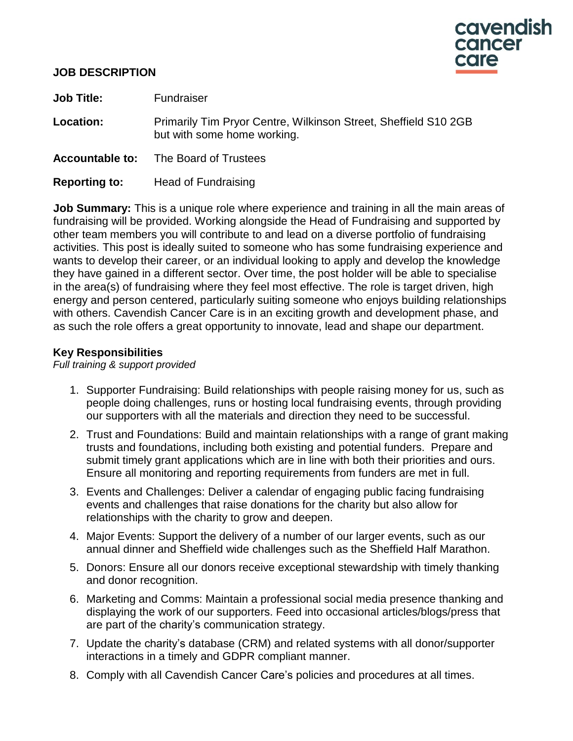cavendish cancer care

# JOB DESCRIPTION

**Job Title:** Fundraiser

**Location:** Primarily Tim Pryor Centre, Wilkinson Street, Sheffield S10 2GB but with some home working.

**Accountable to:** The Board of Trustees

**Reporting to:** Head of Fundraising

**Job Summary:** This is a unique role where experience and training in all the main areas of fundraising will be provided. Working alongside the Head of Fundraising and supported by other team members you will contribute to and lead on a diverse portfolio of fundraising activities. This post is ideally suited to someone who has some fundraising experience and wants to develop their career, or an individual looking to apply and develop the knowledge they have gained in a different sector. Over time, the post holder will be able to specialise in the area(s) of fundraising where they feel most effective. The role is target driven, high energy and person centered, particularly suiting someone who enjoys building relationships with others. Cavendish Cancer Care is in an exciting growth and development phase, and as such the role offers a great opportunity to innovate, lead and shape our department.

## Key Responsibilities

*Full training & support provided*

1. Supporter Fundraising: Build relationships with people raising money for us, such as people doing challenges, runs or hosting local fundraising events, through providing our supporters with all the materials and direction they need to be successful.
2. Trust and Foundations: Build and maintain relationships with a range of grant making trusts and foundations, including both existing and potential funders. Prepare and submit timely grant applications which are in line with both their priorities and ours. Ensure all monitoring and reporting requirements from funders are met in full.
3. Events and Challenges: Deliver a calendar of engaging public facing fundraising events and challenges that raise donations for the charity but also allow for relationships with the charity to grow and deepen.
4. Major Events: Support the delivery of a number of our larger events, such as our annual dinner and Sheffield wide challenges such as the Sheffield Half Marathon.
5. Donors: Ensure all our donors receive exceptional stewardship with timely thanking and donor recognition.
6. Marketing and Comms: Maintain a professional social media presence thanking and displaying the work of our supporters. Feed into occasional articles/blogs/press that are part of the charity's communication strategy.
7. Update the charity's database (CRM) and related systems with all donor/supporter interactions in a timely and GDPR compliant manner.
8. Comply with all Cavendish Cancer Care's policies and procedures at all times.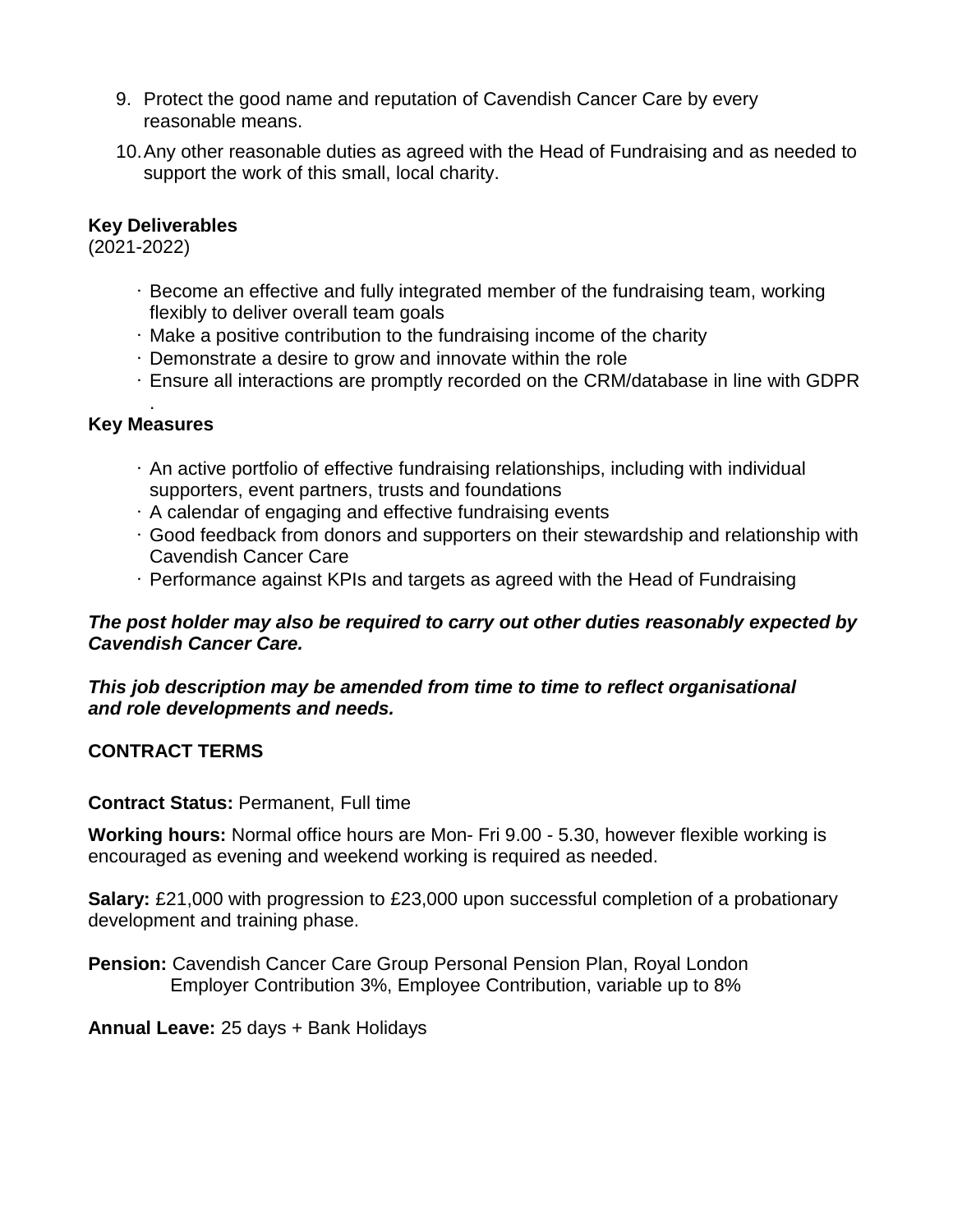9. Protect the good name and reputation of Cavendish Cancer Care by every reasonable means.
10. Any other reasonable duties as agreed with the Head of Fundraising and as needed to support the work of this small, local charity.

**Key Deliverables**
(2021-2022)

- Become an effective and fully integrated member of the fundraising team, working flexibly to deliver overall team goals
- Make a positive contribution to the fundraising income of the charity
- Demonstrate a desire to grow and innovate within the role
- Ensure all interactions are promptly recorded on the CRM/database in line with GDPR.

**Key Measures**

- An active portfolio of effective fundraising relationships, including with individual supporters, event partners, trusts and foundations
- A calendar of engaging and effective fundraising events
- Good feedback from donors and supporters on their stewardship and relationship with Cavendish Cancer Care
- Performance against KPIs and targets as agreed with the Head of Fundraising

***The post holder may also be required to carry out other duties reasonably expected by Cavendish Cancer Care.***

***This job description may be amended from time to time to reflect organisational and role developments and needs.***

**CONTRACT TERMS**

**Contract Status:** Permanent, Full time

**Working hours:** Normal office hours are Mon- Fri 9.00 - 5.30, however flexible working is encouraged as evening and weekend working is required as needed.

**Salary:** £21,000 with progression to £23,000 upon successful completion of a probationary development and training phase.

**Pension:** Cavendish Cancer Care Group Personal Pension Plan, Royal London
Employer Contribution 3%, Employee Contribution, variable up to 8%

**Annual Leave:** 25 days + Bank Holidays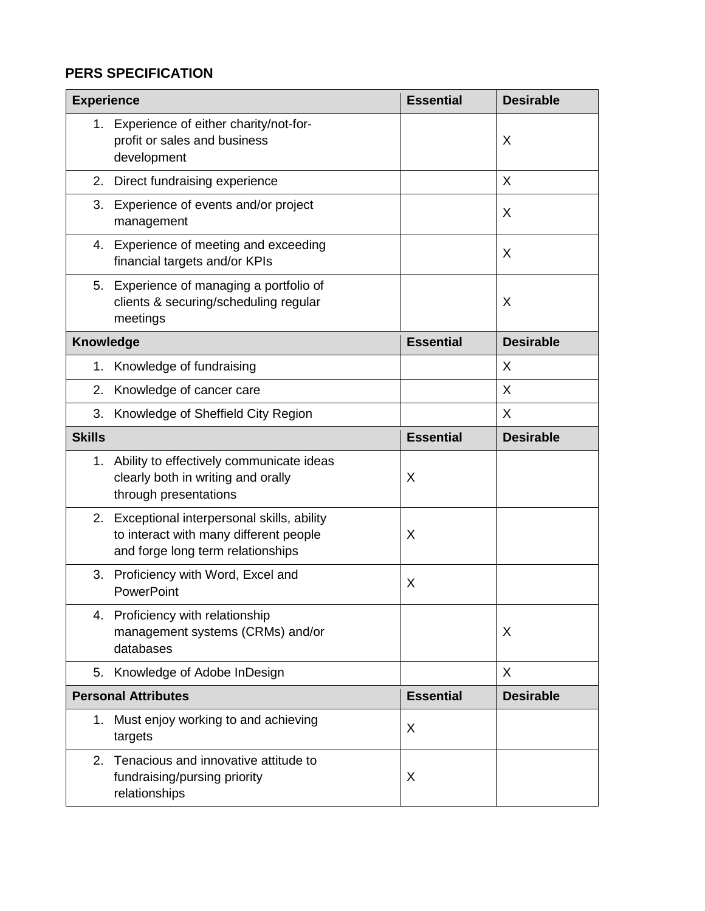**PERS SPECIFICATION**

| Experience | Essential | Desirable |
|---|---|---|
| 1. Experience of either charity/not-for-profit or sales and business development | | X |
| 2. Direct fundraising experience | | X |
| 3. Experience of events and/or project management | | X |
| 4. Experience of meeting and exceeding financial targets and/or KPIs | | X |
| 5. Experience of managing a portfolio of clients & securing/scheduling regular meetings | | X |
| **Knowledge** | **Essential** | **Desirable** |
| 1. Knowledge of fundraising | | X |
| 2. Knowledge of cancer care | | X |
| 3. Knowledge of Sheffield City Region | | X |
| **Skills** | **Essential** | **Desirable** |
| 1. Ability to effectively communicate ideas clearly both in writing and orally through presentations | X | |
| 2. Exceptional interpersonal skills, ability to interact with many different people and forge long term relationships | X | |
| 3. Proficiency with Word, Excel and PowerPoint | X | |
| 4. Proficiency with relationship management systems (CRMs) and/or databases | | X |
| 5. Knowledge of Adobe InDesign | | X |
| **Personal Attributes** | **Essential** | **Desirable** |
| 1. Must enjoy working to and achieving targets | X | |
| 2. Tenacious and innovative attitude to fundraising/pursing priority relationships | X | |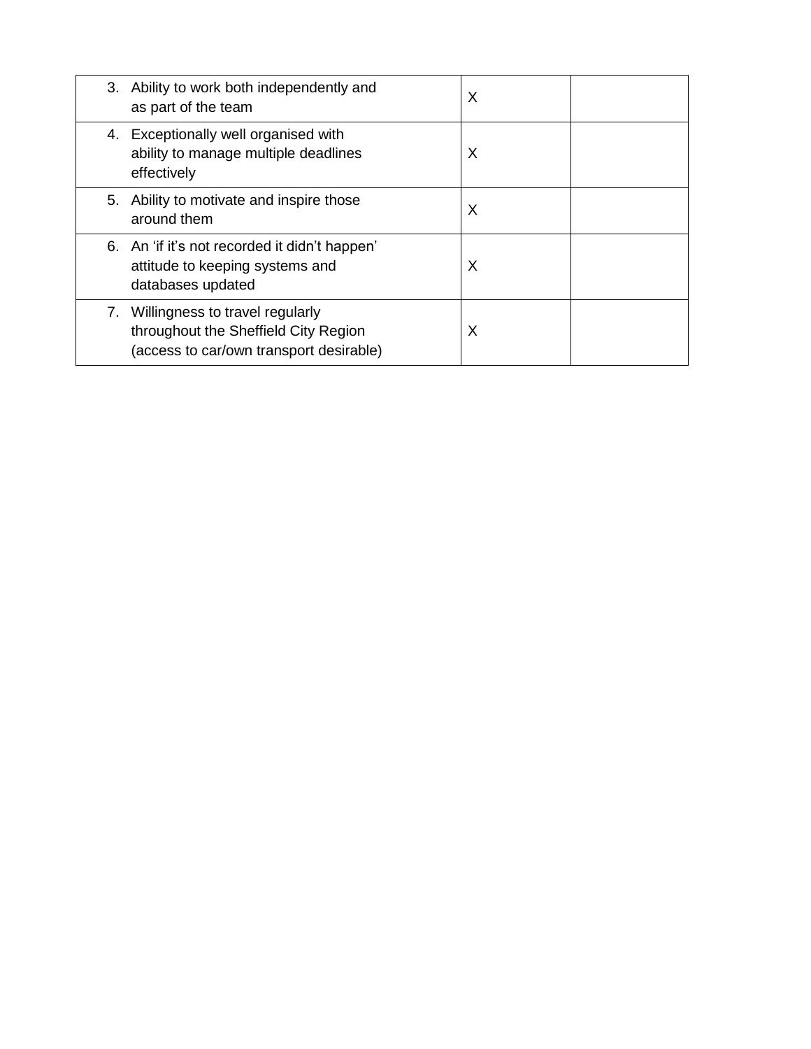| | | |
|---|---|---|
| 3. Ability to work both independently and as part of the team | X | |
| 4. Exceptionally well organised with ability to manage multiple deadlines effectively | X | |
| 5. Ability to motivate and inspire those around them | X | |
| 6. An ‘if it’s not recorded it didn’t happen’ attitude to keeping systems and databases updated | X | |
| 7. Willingness to travel regularly throughout the Sheffield City Region (access to car/own transport desirable) | X | |